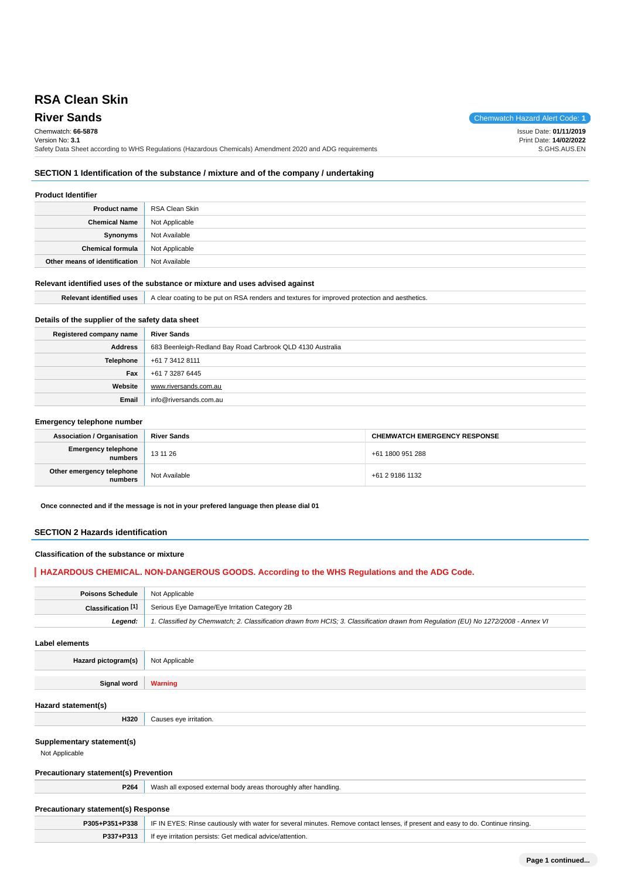# RSA Clean Skin

## River Sands

Chemwatch Hazard Alert Code: **1**

Chemwatch: **66-5878**
Version No: **3.1**
Safety Data Sheet according to WHS Regulations (Hazardous Chemicals) Amendment 2020 and ADG requirements

Issue Date: **01/11/2019**
Print Date: **14/02/2022**
S.GHS.AUS.EN

## SECTION 1 Identification of the substance / mixture and of the company / undertaking

### Product Identifier

| | |
|---|---|
| **Product name** | RSA Clean Skin |
| **Chemical Name** | Not Applicable |
| **Synonyms** | Not Available |
| **Chemical formula** | Not Applicable |
| **Other means of identification** | Not Available |

### Relevant identified uses of the substance or mixture and uses advised against

| | |
|---|---|
| **Relevant identified uses** | A clear coating to be put on RSA renders and textures for improved protection and aesthetics. |

### Details of the supplier of the safety data sheet

| | |
|---|---|
| **Registered company name** | River Sands |
| **Address** | 683 Beenleigh-Redland Bay Road Carbrook QLD 4130 Australia |
| **Telephone** | +61 7 3412 8111 |
| **Fax** | +61 7 3287 6445 |
| **Website** | www.riversands.com.au |
| **Email** | info@riversands.com.au |

### Emergency telephone number

| **Association / Organisation** | **River Sands** | **CHEMWATCH EMERGENCY RESPONSE** |
|---|---|---|
| **Emergency telephone numbers** | 13 11 26 | +61 1800 951 288 |
| **Other emergency telephone numbers** | Not Available | +61 2 9186 1132 |

**Once connected and if the message is not in your prefered language then please dial 01**

## SECTION 2 Hazards identification

### Classification of the substance or mixture

**HAZARDOUS CHEMICAL. NON-DANGEROUS GOODS. According to the WHS Regulations and the ADG Code.**

| | |
|---|---|
| **Poisons Schedule** | Not Applicable |
| **Classification [1]** | Serious Eye Damage/Eye Irritation Category 2B |
| ***Legend:*** | *1. Classified by Chemwatch; 2. Classification drawn from HCIS; 3. Classification drawn from Regulation (EU) No 1272/2008 - Annex VI* |

### Label elements

| | |
|---|---|
| **Hazard pictogram(s)** | Not Applicable |
| **Signal word** | **Warning** |

### Hazard statement(s)

| | |
|---|---|
| **H320** | Causes eye irritation. |

### Supplementary statement(s)

Not Applicable

### Precautionary statement(s) Prevention

| | |
|---|---|
| **P264** | Wash all exposed external body areas thoroughly after handling. |

### Precautionary statement(s) Response

| | |
|---|---|
| **P305+P351+P338** | IF IN EYES: Rinse cautiously with water for several minutes. Remove contact lenses, if present and easy to do. Continue rinsing. |
| **P337+P313** | If eye irritation persists: Get medical advice/attention. |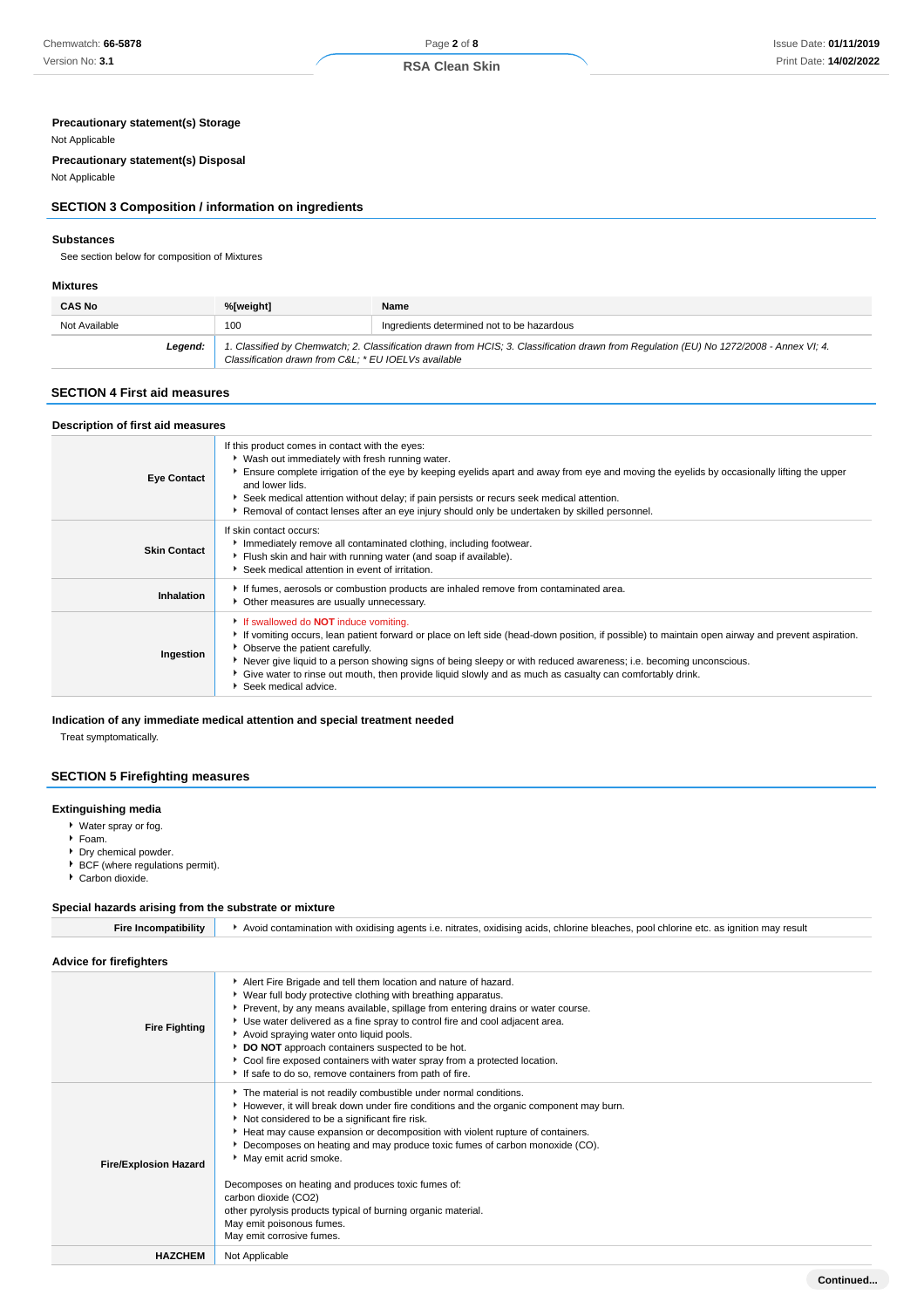### Precautionary statement(s) Storage

Not Applicable

### Precautionary statement(s) Disposal

Not Applicable

## SECTION 3 Composition / information on ingredients

### Substances

See section below for composition of Mixtures

### Mixtures

| CAS No | %[weight] | Name |
|---|---|---|
| Not Available | 100 | Ingredients determined not to be hazardous |
| ***Legend:*** | *1. Classified by Chemwatch; 2. Classification drawn from HCIS; 3. Classification drawn from Regulation (EU) No 1272/2008 - Annex VI; 4. Classification drawn from C&L; * EU IOELVs available* | |

## SECTION 4 First aid measures

### Description of first aid measures

| | |
|---|---|
| **Eye Contact** | If this product comes in contact with the eyes:<br>- Wash out immediately with fresh running water.<br>- Ensure complete irrigation of the eye by keeping eyelids apart and away from eye and moving the eyelids by occasionally lifting the upper and lower lids.<br>- Seek medical attention without delay; if pain persists or recurs seek medical attention.<br>- Removal of contact lenses after an eye injury should only be undertaken by skilled personnel. |
| **Skin Contact** | If skin contact occurs:<br>- Immediately remove all contaminated clothing, including footwear.<br>- Flush skin and hair with running water (and soap if available).<br>- Seek medical attention in event of irritation. |
| **Inhalation** | - If fumes, aerosols or combustion products are inhaled remove from contaminated area.<br>- Other measures are usually unnecessary. |
| **Ingestion** | - If swallowed do **NOT** induce vomiting.<br>- If vomiting occurs, lean patient forward or place on left side (head-down position, if possible) to maintain open airway and prevent aspiration.<br>- Observe the patient carefully.<br>- Never give liquid to a person showing signs of being sleepy or with reduced awareness; i.e. becoming unconscious.<br>- Give water to rinse out mouth, then provide liquid slowly and as much as casualty can comfortably drink.<br>- Seek medical advice. |

### Indication of any immediate medical attention and special treatment needed

Treat symptomatically.

## SECTION 5 Firefighting measures

### Extinguishing media

- Water spray or fog.
- Foam.
- Dry chemical powder.
- BCF (where regulations permit).
- Carbon dioxide.

### Special hazards arising from the substrate or mixture

| | |
|---|---|
| **Fire Incompatibility** | - Avoid contamination with oxidising agents i.e. nitrates, oxidising acids, chlorine bleaches, pool chlorine etc. as ignition may result |

### Advice for firefighters

| | |
|---|---|
| **Fire Fighting** | - Alert Fire Brigade and tell them location and nature of hazard.<br>- Wear full body protective clothing with breathing apparatus.<br>- Prevent, by any means available, spillage from entering drains or water course.<br>- Use water delivered as a fine spray to control fire and cool adjacent area.<br>- Avoid spraying water onto liquid pools.<br>- **DO NOT** approach containers suspected to be hot.<br>- Cool fire exposed containers with water spray from a protected location.<br>- If safe to do so, remove containers from path of fire. |
| **Fire/Explosion Hazard** | - The material is not readily combustible under normal conditions.<br>- However, it will break down under fire conditions and the organic component may burn.<br>- Not considered to be a significant fire risk.<br>- Heat may cause expansion or decomposition with violent rupture of containers.<br>- Decomposes on heating and may produce toxic fumes of carbon monoxide (CO).<br>- May emit acrid smoke.<br><br>Decomposes on heating and produces toxic fumes of:<br>carbon dioxide ($CO_2$)<br>other pyrolysis products typical of burning organic material.<br>May emit poisonous fumes.<br>May emit corrosive fumes. |
| **HAZCHEM** | Not Applicable |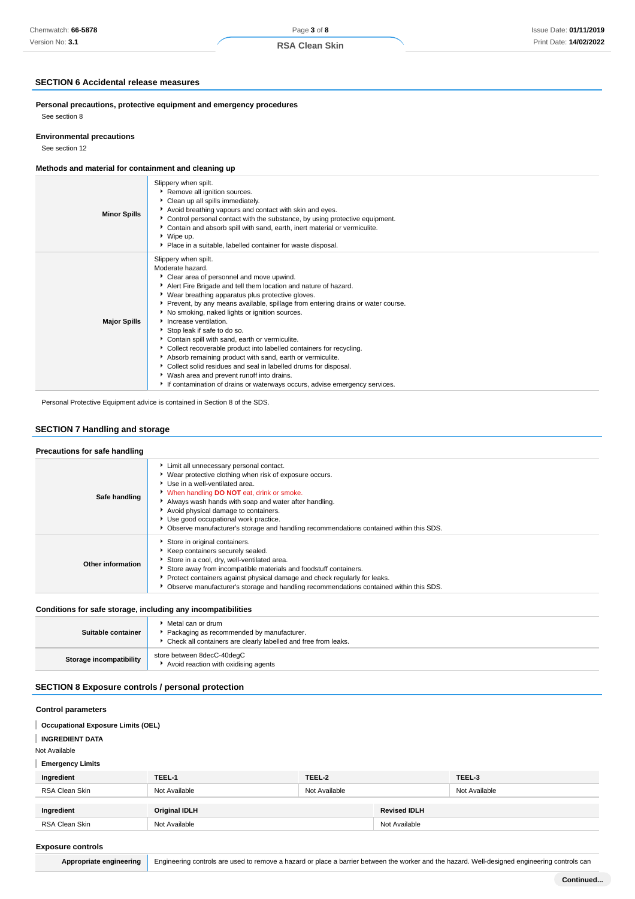## SECTION 6 Accidental release measures

### Personal precautions, protective equipment and emergency procedures

See section 8

### Environmental precautions

See section 12

### Methods and material for containment and cleaning up

| | |
|---|---|
| **Minor Spills** | Slippery when spilt.<br>• Remove all ignition sources.<br>• Clean up all spills immediately.<br>• Avoid breathing vapours and contact with skin and eyes.<br>• Control personal contact with the substance, by using protective equipment.<br>• Contain and absorb spill with sand, earth, inert material or vermiculite.<br>• Wipe up.<br>• Place in a suitable, labelled container for waste disposal. |
| **Major Spills** | Slippery when spilt.<br>Moderate hazard.<br>• Clear area of personnel and move upwind.<br>• Alert Fire Brigade and tell them location and nature of hazard.<br>• Wear breathing apparatus plus protective gloves.<br>• Prevent, by any means available, spillage from entering drains or water course.<br>• No smoking, naked lights or ignition sources.<br>• Increase ventilation.<br>• Stop leak if safe to do so.<br>• Contain spill with sand, earth or vermiculite.<br>• Collect recoverable product into labelled containers for recycling.<br>• Absorb remaining product with sand, earth or vermiculite.<br>• Collect solid residues and seal in labelled drums for disposal.<br>• Wash area and prevent runoff into drains.<br>• If contamination of drains or waterways occurs, advise emergency services. |

Personal Protective Equipment advice is contained in Section 8 of the SDS.

## SECTION 7 Handling and storage

### Precautions for safe handling

| | |
|---|---|
| **Safe handling** | • Limit all unnecessary personal contact.<br>• Wear protective clothing when risk of exposure occurs.<br>• Use in a well-ventilated area.<br>• When handling **DO NOT** eat, drink or smoke.<br>• Always wash hands with soap and water after handling.<br>• Avoid physical damage to containers.<br>• Use good occupational work practice.<br>• Observe manufacturer's storage and handling recommendations contained within this SDS. |
| **Other information** | • Store in original containers.<br>• Keep containers securely sealed.<br>• Store in a cool, dry, well-ventilated area.<br>• Store away from incompatible materials and foodstuff containers.<br>• Protect containers against physical damage and check regularly for leaks.<br>• Observe manufacturer's storage and handling recommendations contained within this SDS. |

### Conditions for safe storage, including any incompatibilities

| | |
|---|---|
| **Suitable container** | • Metal can or drum<br>• Packaging as recommended by manufacturer.<br>• Check all containers are clearly labelled and free from leaks. |
| **Storage incompatibility** | store between 8decC-40degC<br>• Avoid reaction with oxidising agents |

## SECTION 8 Exposure controls / personal protection

### Control parameters

**Occupational Exposure Limits (OEL)**

**INGREDIENT DATA**

Not Available

**Emergency Limits**

| Ingredient | TEEL-1 | TEEL-2 | TEEL-3 |
|---|---|---|---|
| RSA Clean Skin | Not Available | Not Available | Not Available |

| Ingredient | Original IDLH | Revised IDLH |
|---|---|---|
| RSA Clean Skin | Not Available | Not Available |

### Exposure controls

| | |
|---|---|
| **Appropriate engineering** | Engineering controls are used to remove a hazard or place a barrier between the worker and the hazard. Well-designed engineering controls can |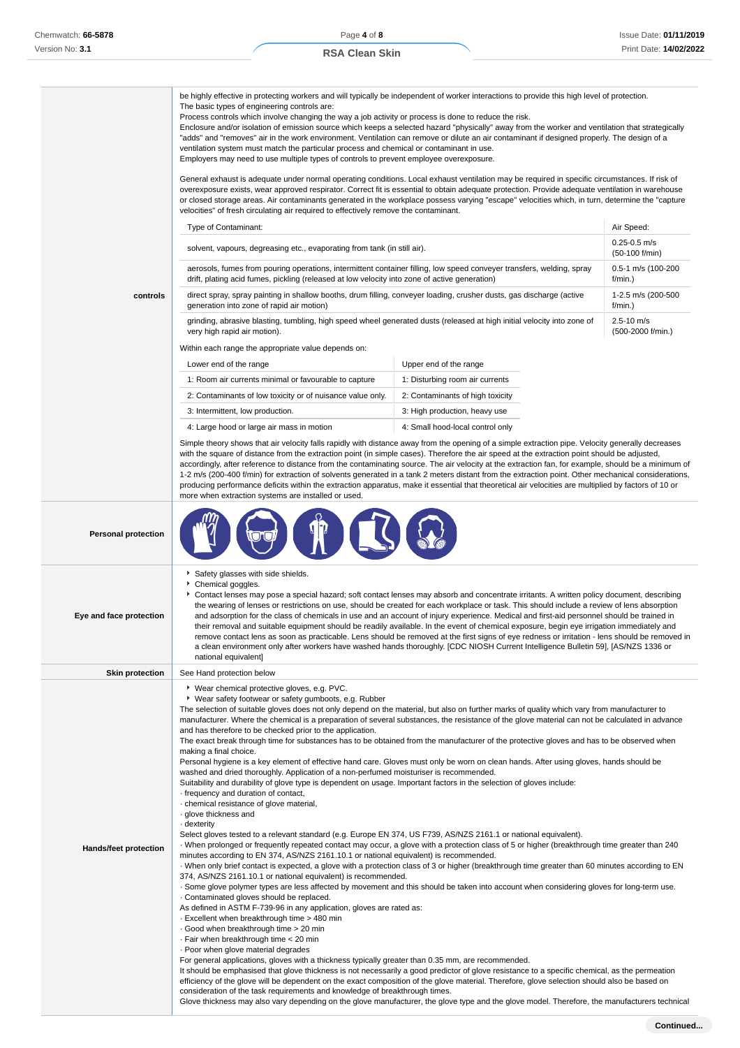| | |
|---|---|
| **controls** | be highly effective in protecting workers and will typically be independent of worker interactions to provide this high level of protection. The basic types of engineering controls are: Process controls which involve changing the way a job activity or process is done to reduce the risk. Enclosure and/or isolation of emission source which keeps a selected hazard "physically" away from the worker and ventilation that strategically "adds" and "removes" air in the work environment. Ventilation can remove or dilute an air contaminant if designed properly. The design of a ventilation system must match the particular process and chemical or contaminant in use. Employers may need to use multiple types of controls to prevent employee overexposure. |

General exhaust is adequate under normal operating conditions. Local exhaust ventilation may be required in specific circumstances. If risk of overexposure exists, wear approved respirator. Correct fit is essential to obtain adequate protection. Provide adequate ventilation in warehouse or closed storage areas. Air contaminants generated in the workplace possess varying "escape" velocities which, in turn, determine the "capture velocities" of fresh circulating air required to effectively remove the contaminant.

| Type of Contaminant: | Air Speed: |
|---|---|
| solvent, vapours, degreasing etc., evaporating from tank (in still air). | 0.25-0.5 m/s (50-100 f/min) |
| aerosols, fumes from pouring operations, intermittent container filling, low speed conveyer transfers, welding, spray drift, plating acid fumes, pickling (released at low velocity into zone of active generation) | 0.5-1 m/s (100-200 f/min.) |
| direct spray, spray painting in shallow booths, drum filling, conveyer loading, crusher dusts, gas discharge (active generation into zone of rapid air motion) | 1-2.5 m/s (200-500 f/min.) |
| grinding, abrasive blasting, tumbling, high speed wheel generated dusts (released at high initial velocity into zone of very high rapid air motion). | 2.5-10 m/s (500-2000 f/min.) |

Within each range the appropriate value depends on:

| Lower end of the range | Upper end of the range |
|---|---|
| 1: Room air currents minimal or favourable to capture | 1: Disturbing room air currents |
| 2: Contaminants of low toxicity or of nuisance value only. | 2: Contaminants of high toxicity |
| 3: Intermittent, low production. | 3: High production, heavy use |
| 4: Large hood or large air mass in motion | 4: Small hood-local control only |

Simple theory shows that air velocity falls rapidly with distance away from the opening of a simple extraction pipe. Velocity generally decreases with the square of distance from the extraction point (in simple cases). Therefore the air speed at the extraction point should be adjusted, accordingly, after reference to distance from the contaminating source. The air velocity at the extraction fan, for example, should be a minimum of 1-2 m/s (200-400 f/min) for extraction of solvents generated in a tank 2 meters distant from the extraction point. Other mechanical considerations, producing performance deficits within the extraction apparatus, make it essential that theoretical air velocities are multiplied by factors of 10 or more when extraction systems are installed or used.

**Personal protection**

**Eye and face protection**

- Safety glasses with side shields.
- Chemical goggles.
- Contact lenses may pose a special hazard; soft contact lenses may absorb and concentrate irritants. A written policy document, describing the wearing of lenses or restrictions on use, should be created for each workplace or task. This should include a review of lens absorption and adsorption for the class of chemicals in use and an account of injury experience. Medical and first-aid personnel should be trained in their removal and suitable equipment should be readily available. In the event of chemical exposure, begin eye irrigation immediately and remove contact lens as soon as practicable. Lens should be removed at the first signs of eye redness or irritation - lens should be removed in a clean environment only after workers have washed hands thoroughly. [CDC NIOSH Current Intelligence Bulletin 59], [AS/NZS 1336 or national equivalent]

**Skin protection**

See Hand protection below

**Hands/feet protection**

- Wear chemical protective gloves, e.g. PVC.
- Wear safety footwear or safety gumboots, e.g. Rubber

The selection of suitable gloves does not only depend on the material, but also on further marks of quality which vary from manufacturer to manufacturer. Where the chemical is a preparation of several substances, the resistance of the glove material can not be calculated in advance and has therefore to be checked prior to the application.
The exact break through time for substances has to be obtained from the manufacturer of the protective gloves and has to be observed when making a final choice.
Personal hygiene is a key element of effective hand care. Gloves must only be worn on clean hands. After using gloves, hands should be washed and dried thoroughly. Application of a non-perfumed moisturiser is recommended.
Suitability and durability of glove type is dependent on usage. Important factors in the selection of gloves include:
· frequency and duration of contact,
· chemical resistance of glove material,
· glove thickness and
· dexterity
Select gloves tested to a relevant standard (e.g. Europe EN 374, US F739, AS/NZS 2161.1 or national equivalent).
· When prolonged or frequently repeated contact may occur, a glove with a protection class of 5 or higher (breakthrough time greater than 240 minutes according to EN 374, AS/NZS 2161.10.1 or national equivalent) is recommended.
· When only brief contact is expected, a glove with a protection class of 3 or higher (breakthrough time greater than 60 minutes according to EN 374, AS/NZS 2161.10.1 or national equivalent) is recommended.
· Some glove polymer types are less affected by movement and this should be taken into account when considering gloves for long-term use.
· Contaminated gloves should be replaced.
As defined in ASTM F-739-96 in any application, gloves are rated as:
· Excellent when breakthrough time > 480 min
· Good when breakthrough time > 20 min
· Fair when breakthrough time < 20 min
· Poor when glove material degrades
For general applications, gloves with a thickness typically greater than 0.35 mm, are recommended.
It should be emphasised that glove thickness is not necessarily a good predictor of glove resistance to a specific chemical, as the permeation efficiency of the glove will be dependent on the exact composition of the glove material. Therefore, glove selection should also be based on consideration of the task requirements and knowledge of breakthrough times.
Glove thickness may also vary depending on the glove manufacturer, the glove type and the glove model. Therefore, the manufacturers technical

Continued...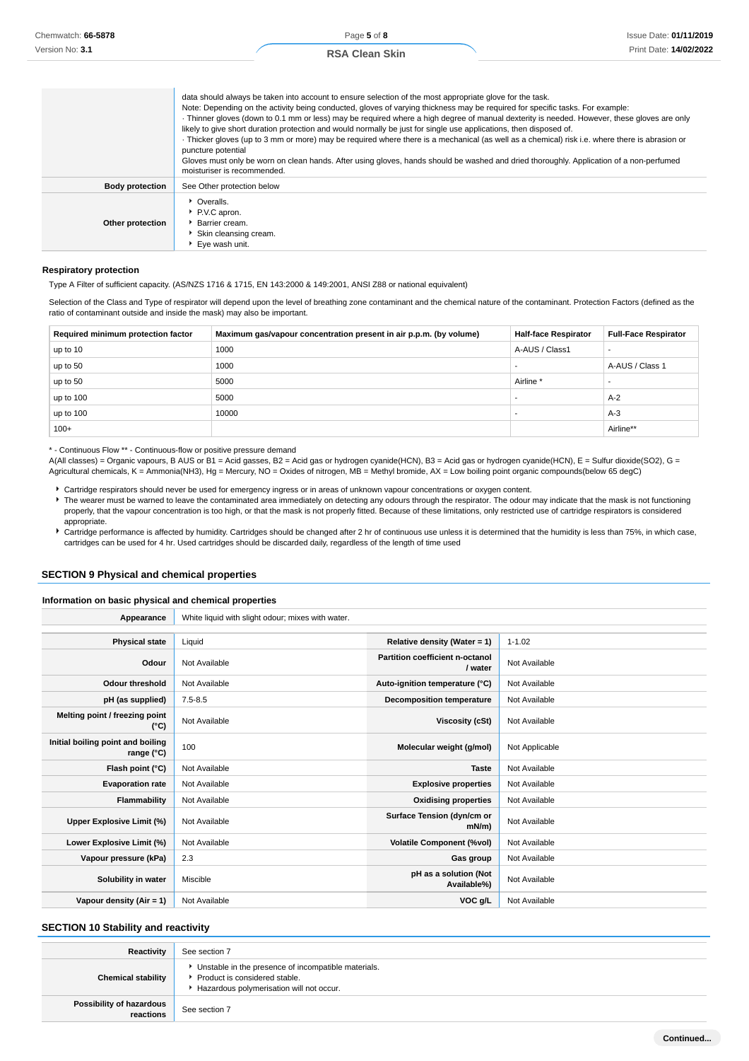| | |
|---|---|
| | data should always be taken into account to ensure selection of the most appropriate glove for the task. Note: Depending on the activity being conducted, gloves of varying thickness may be required for specific tasks. For example: · Thinner gloves (down to 0.1 mm or less) may be required where a high degree of manual dexterity is needed. However, these gloves are only likely to give short duration protection and would normally be just for single use applications, then disposed of. · Thicker gloves (up to 3 mm or more) may be required where there is a mechanical (as well as a chemical) risk i.e. where there is abrasion or puncture potential Gloves must only be worn on clean hands. After using gloves, hands should be washed and dried thoroughly. Application of a non-perfumed moisturiser is recommended. |
| **Body protection** | See Other protection below |
| **Other protection** | ▸ Overalls.<br>▸ P.V.C apron.<br>▸ Barrier cream.<br>▸ Skin cleansing cream.<br>▸ Eye wash unit. |

### Respiratory protection

Type A Filter of sufficient capacity. (AS/NZS 1716 & 1715, EN 143:2000 & 149:2001, ANSI Z88 or national equivalent)

Selection of the Class and Type of respirator will depend upon the level of breathing zone contaminant and the chemical nature of the contaminant. Protection Factors (defined as the ratio of contaminant outside and inside the mask) may also be important.

| Required minimum protection factor | Maximum gas/vapour concentration present in air p.p.m. (by volume) | Half-face Respirator | Full-Face Respirator |
|---|---|---|---|
| up to 10 | 1000 | A-AUS / Class1 | - |
| up to 50 | 1000 | - | A-AUS / Class 1 |
| up to 50 | 5000 | Airline * | - |
| up to 100 | 5000 | - | A-2 |
| up to 100 | 10000 | - | A-3 |
| 100+ | | | Airline** |

* - Continuous Flow ** - Continuous-flow or positive pressure demand
A(All classes) = Organic vapours, B AUS or B1 = Acid gasses, B2 = Acid gas or hydrogen cyanide(HCN), B3 = Acid gas or hydrogen cyanide(HCN), E = Sulfur dioxide(SO2), G = Agricultural chemicals, K = Ammonia(NH3), Hg = Mercury, NO = Oxides of nitrogen, MB = Methyl bromide, AX = Low boiling point organic compounds(below 65 degC)

- Cartridge respirators should never be used for emergency ingress or in areas of unknown vapour concentrations or oxygen content.
- The wearer must be warned to leave the contaminated area immediately on detecting any odours through the respirator. The odour may indicate that the mask is not functioning properly, that the vapour concentration is too high, or that the mask is not properly fitted. Because of these limitations, only restricted use of cartridge respirators is considered appropriate.
- Cartridge performance is affected by humidity. Cartridges should be changed after 2 hr of continuous use unless it is determined that the humidity is less than 75%, in which case, cartridges can be used for 4 hr. Used cartridges should be discarded daily, regardless of the length of time used

## SECTION 9 Physical and chemical properties

### Information on basic physical and chemical properties

| | |
|---|---|
| **Appearance** | White liquid with slight odour; mixes with water. |

| | | | |
|---|---|---|---|
| **Physical state** | Liquid | **Relative density (Water = 1)** | 1-1.02 |
| **Odour** | Not Available | **Partition coefficient n-octanol / water** | Not Available |
| **Odour threshold** | Not Available | **Auto-ignition temperature (°C)** | Not Available |
| **pH (as supplied)** | 7.5-8.5 | **Decomposition temperature** | Not Available |
| **Melting point / freezing point (°C)** | Not Available | **Viscosity (cSt)** | Not Available |
| **Initial boiling point and boiling range (°C)** | 100 | **Molecular weight (g/mol)** | Not Applicable |
| **Flash point (°C)** | Not Available | **Taste** | Not Available |
| **Evaporation rate** | Not Available | **Explosive properties** | Not Available |
| **Flammability** | Not Available | **Oxidising properties** | Not Available |
| **Upper Explosive Limit (%)** | Not Available | **Surface Tension (dyn/cm or mN/m)** | Not Available |
| **Lower Explosive Limit (%)** | Not Available | **Volatile Component (%vol)** | Not Available |
| **Vapour pressure (kPa)** | 2.3 | **Gas group** | Not Available |
| **Solubility in water** | Miscible | **pH as a solution (Not Available%)** | Not Available |
| **Vapour density (Air = 1)** | Not Available | **VOC g/L** | Not Available |

## SECTION 10 Stability and reactivity

| | |
|---|---|
| **Reactivity** | See section 7 |
| **Chemical stability** | ▸ Unstable in the presence of incompatible materials.<br>▸ Product is considered stable.<br>▸ Hazardous polymerisation will not occur. |
| **Possibility of hazardous reactions** | See section 7 |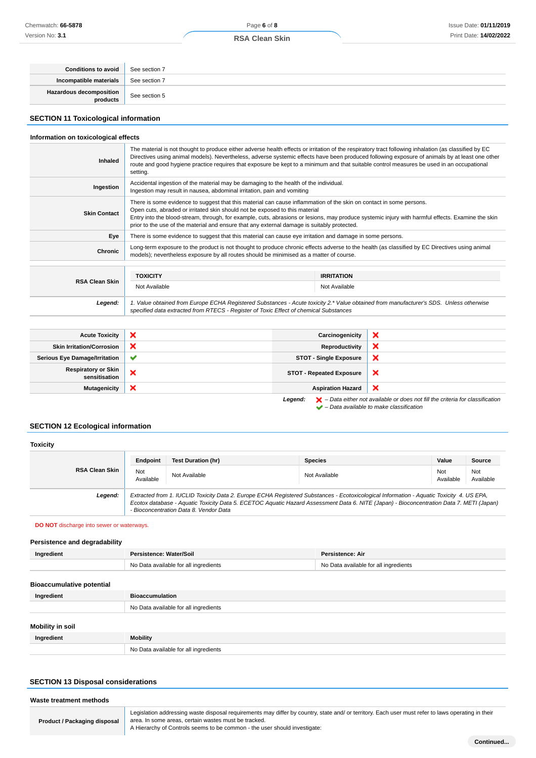| | |
|---|---|
| **Conditions to avoid** | See section 7 |
| **Incompatible materials** | See section 7 |
| **Hazardous decomposition products** | See section 5 |

## SECTION 11 Toxicological information

### Information on toxicological effects

| | |
|---|---|
| **Inhaled** | The material is not thought to produce either adverse health effects or irritation of the respiratory tract following inhalation (as classified by EC Directives using animal models). Nevertheless, adverse systemic effects have been produced following exposure of animals by at least one other route and good hygiene practice requires that exposure be kept to a minimum and that suitable control measures be used in an occupational setting. |
| **Ingestion** | Accidental ingestion of the material may be damaging to the health of the individual.<br>Ingestion may result in nausea, abdominal irritation, pain and vomiting |
| **Skin Contact** | There is some evidence to suggest that this material can cause inflammation of the skin on contact in some persons.<br>Open cuts, abraded or irritated skin should not be exposed to this material<br>Entry into the blood-stream, through, for example, cuts, abrasions or lesions, may produce systemic injury with harmful effects. Examine the skin prior to the use of the material and ensure that any external damage is suitably protected. |
| **Eye** | There is some evidence to suggest that this material can cause eye irritation and damage in some persons. |
| **Chronic** | Long-term exposure to the product is not thought to produce chronic effects adverse to the health (as classified by EC Directives using animal models); nevertheless exposure by all routes should be minimised as a matter of course. |

| | TOXICITY | IRRITATION |
|---|---|---|
| **RSA Clean Skin** | Not Available | Not Available |

***Legend:*** *1. Value obtained from Europe ECHA Registered Substances - Acute toxicity 2.\* Value obtained from manufacturer's SDS. Unless otherwise specified data extracted from RTECS - Register of Toxic Effect of chemical Substances*

| | | | |
|---|---|---|---|
| **Acute Toxicity** | ❌ | **Carcinogenicity** | ❌ |
| **Skin Irritation/Corrosion** | ❌ | **Reproductivity** | ❌ |
| **Serious Eye Damage/Irritation** | ✔ | **STOT - Single Exposure** | ❌ |
| **Respiratory or Skin sensitisation** | ❌ | **STOT - Repeated Exposure** | ❌ |
| **Mutagenicity** | ❌ | **Aspiration Hazard** | ❌ |

***Legend:*** ❌ *– Data either not available or does not fill the criteria for classification*
✔ *– Data available to make classification*

## SECTION 12 Ecological information

### Toxicity

| | Endpoint | Test Duration (hr) | Species | Value | Source |
|---|---|---|---|---|---|
| **RSA Clean Skin** | Not Available | Not Available | Not Available | Not Available | Not Available |

***Legend:*** *Extracted from 1. IUCLID Toxicity Data 2. Europe ECHA Registered Substances - Ecotoxicological Information - Aquatic Toxicity 4. US EPA, Ecotox database - Aquatic Toxicity Data 5. ECETOC Aquatic Hazard Assessment Data 6. NITE (Japan) - Bioconcentration Data 7. METI (Japan) - Bioconcentration Data 8. Vendor Data*

**DO NOT** discharge into sewer or waterways.

### Persistence and degradability

| Ingredient | Persistence: Water/Soil | Persistence: Air |
|---|---|---|
| | No Data available for all ingredients | No Data available for all ingredients |

### Bioaccumulative potential

| Ingredient | Bioaccumulation |
|---|---|
| | No Data available for all ingredients |

### Mobility in soil

| Ingredient | Mobility |
|---|---|
| | No Data available for all ingredients |

## SECTION 13 Disposal considerations

### Waste treatment methods

| | |
|---|---|
| **Product / Packaging disposal** | Legislation addressing waste disposal requirements may differ by country, state and/ or territory. Each user must refer to laws operating in their area. In some areas, certain wastes must be tracked.<br>A Hierarchy of Controls seems to be common - the user should investigate: |

**Continued...**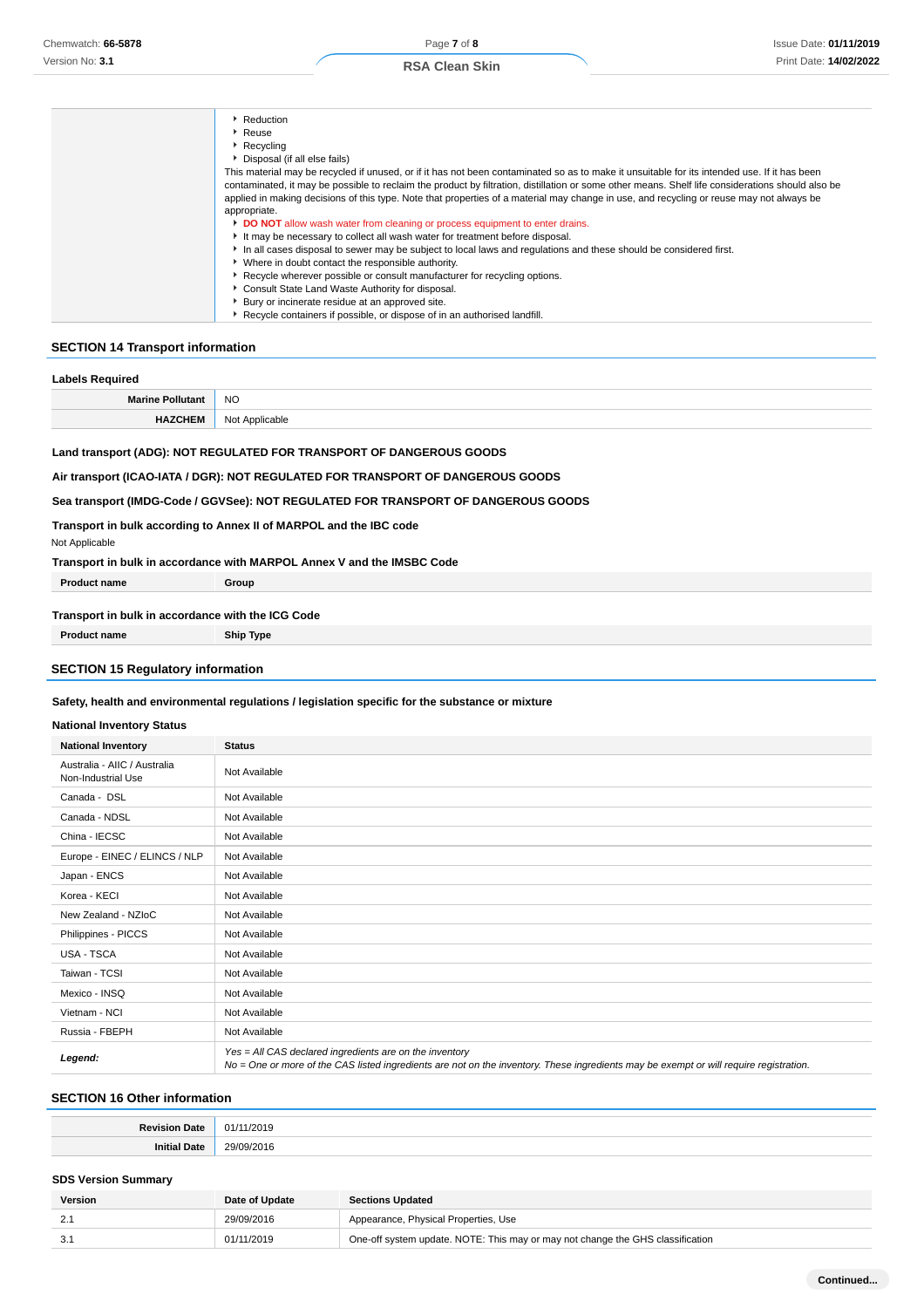|  | - Reduction<br>- Reuse<br>- Recycling<br>- Disposal (if all else fails)<br>This material may be recycled if unused, or if it has not been contaminated so as to make it unsuitable for its intended use. If it has been contaminated, it may be possible to reclaim the product by filtration, distillation or some other means. Shelf life considerations should also be applied in making decisions of this type. Note that properties of a material may change in use, and recycling or reuse may not always be appropriate.<br>- **DO NOT** allow wash water from cleaning or process equipment to enter drains.<br>- It may be necessary to collect all wash water for treatment before disposal.<br>- In all cases disposal to sewer may be subject to local laws and regulations and these should be considered first.<br>- Where in doubt contact the responsible authority.<br>- Recycle wherever possible or consult manufacturer for recycling options.<br>- Consult State Land Waste Authority for disposal.<br>- Bury or incinerate residue at an approved site.<br>- Recycle containers if possible, or dispose of in an authorised landfill. |
|---|---|

## SECTION 14 Transport information

### Labels Required

| | |
|---|---|
| **Marine Pollutant** | NO |
| **HAZCHEM** | Not Applicable |

**Land transport (ADG): NOT REGULATED FOR TRANSPORT OF DANGEROUS GOODS**

**Air transport (ICAO-IATA / DGR): NOT REGULATED FOR TRANSPORT OF DANGEROUS GOODS**

**Sea transport (IMDG-Code / GGVSee): NOT REGULATED FOR TRANSPORT OF DANGEROUS GOODS**

**Transport in bulk according to Annex II of MARPOL and the IBC code**

Not Applicable

**Transport in bulk in accordance with MARPOL Annex V and the IMSBC Code**

| Product name | Group |
|---|---|

**Transport in bulk in accordance with the ICG Code**

| Product name | Ship Type |
|---|---|

## SECTION 15 Regulatory information

**Safety, health and environmental regulations / legislation specific for the substance or mixture**

### National Inventory Status

| National Inventory | Status |
|---|---|
| Australia - AIIC / Australia Non-Industrial Use | Not Available |
| Canada - DSL | Not Available |
| Canada - NDSL | Not Available |
| China - IECSC | Not Available |
| Europe - EINEC / ELINCS / NLP | Not Available |
| Japan - ENCS | Not Available |
| Korea - KECI | Not Available |
| New Zealand - NZIoC | Not Available |
| Philippines - PICCS | Not Available |
| USA - TSCA | Not Available |
| Taiwan - TCSI | Not Available |
| Mexico - INSQ | Not Available |
| Vietnam - NCI | Not Available |
| Russia - FBEPH | Not Available |
| ***Legend:*** | *Yes = All CAS declared ingredients are on the inventory*<br>*No = One or more of the CAS listed ingredients are not on the inventory. These ingredients may be exempt or will require registration.* |

## SECTION 16 Other information

| | |
|---|---|
| **Revision Date** | 01/11/2019 |
| **Initial Date** | 29/09/2016 |

### SDS Version Summary

| Version | Date of Update | Sections Updated |
|---|---|---|
| 2.1 | 29/09/2016 | Appearance, Physical Properties, Use |
| 3.1 | 01/11/2019 | One-off system update. NOTE: This may or may not change the GHS classification |

**Continued...**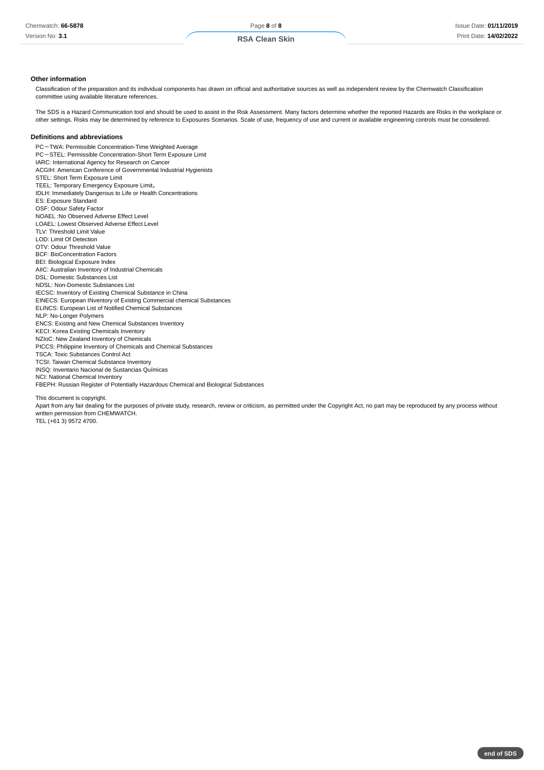### Other information

Classification of the preparation and its individual components has drawn on official and authoritative sources as well as independent review by the Chemwatch Classification committee using available literature references.

The SDS is a Hazard Communication tool and should be used to assist in the Risk Assessment. Many factors determine whether the reported Hazards are Risks in the workplace or other settings. Risks may be determined by reference to Exposures Scenarios. Scale of use, frequency of use and current or available engineering controls must be considered.

### Definitions and abbreviations

PC－TWA: Permissible Concentration-Time Weighted Average
PC－STEL: Permissible Concentration-Short Term Exposure Limit
IARC: International Agency for Research on Cancer
ACGIH: American Conference of Governmental Industrial Hygienists
STEL: Short Term Exposure Limit
TEEL: Temporary Emergency Exposure Limit。
IDLH: Immediately Dangerous to Life or Health Concentrations
ES: Exposure Standard
OSF: Odour Safety Factor
NOAEL :No Observed Adverse Effect Level
LOAEL: Lowest Observed Adverse Effect Level
TLV: Threshold Limit Value
LOD: Limit Of Detection
OTV: Odour Threshold Value
BCF: BioConcentration Factors
BEI: Biological Exposure Index
AIIC: Australian Inventory of Industrial Chemicals
DSL: Domestic Substances List
NDSL: Non-Domestic Substances List
IECSC: Inventory of Existing Chemical Substance in China
EINECS: European INventory of Existing Commercial chemical Substances
ELINCS: European List of Notified Chemical Substances
NLP: No-Longer Polymers
ENCS: Existing and New Chemical Substances Inventory
KECI: Korea Existing Chemicals Inventory
NZIoC: New Zealand Inventory of Chemicals
PICCS: Philippine Inventory of Chemicals and Chemical Substances
TSCA: Toxic Substances Control Act
TCSI: Taiwan Chemical Substance Inventory
INSQ: Inventario Nacional de Sustancias Químicas
NCI: National Chemical Inventory
FBEPH: Russian Register of Potentially Hazardous Chemical and Biological Substances

This document is copyright.
Apart from any fair dealing for the purposes of private study, research, review or criticism, as permitted under the Copyright Act, no part may be reproduced by any process without written permission from CHEMWATCH.
TEL (+61 3) 9572 4700.

end of SDS